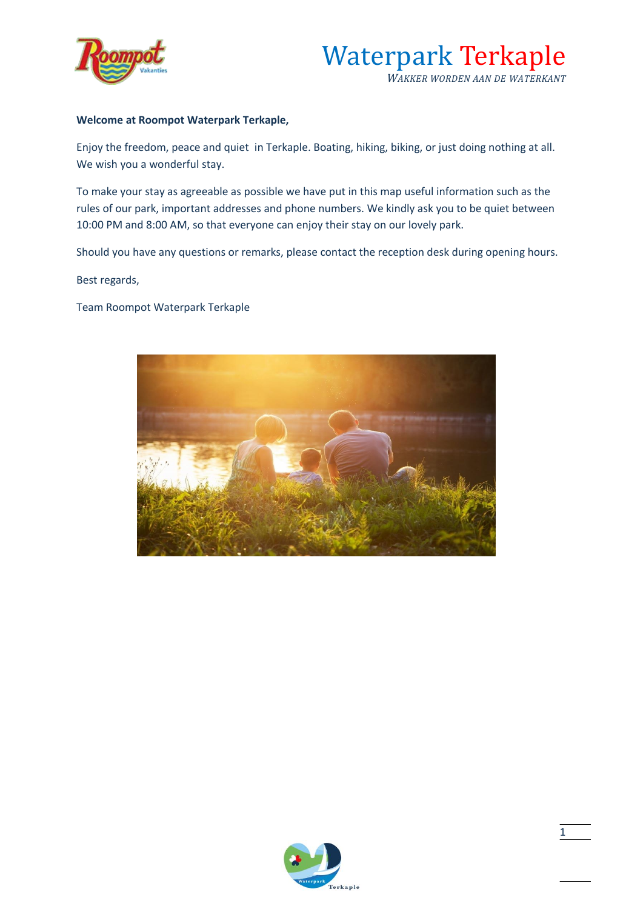# Waterpark Terkaple

*WAKKER WORDEN AAN DE WATERKANT*

**Welcome at Roompot Waterpark Terkaple,**

Enjoy the freedom, peace and quiet in Terkaple. Boating, hiking, biking, or just doing nothing at all. We wish you a wonderful stay.

To make your stay as agreeable as possible we have put in this map useful information such as the rules of our park, important addresses and phone numbers. We kindly ask you to be quiet between 10:00 PM and 8:00 AM, so that everyone can enjoy their stay on our lovely park.

Should you have any questions or remarks, please contact the reception desk during opening hours.

Best regards,

Team Roompot Waterpark Terkaple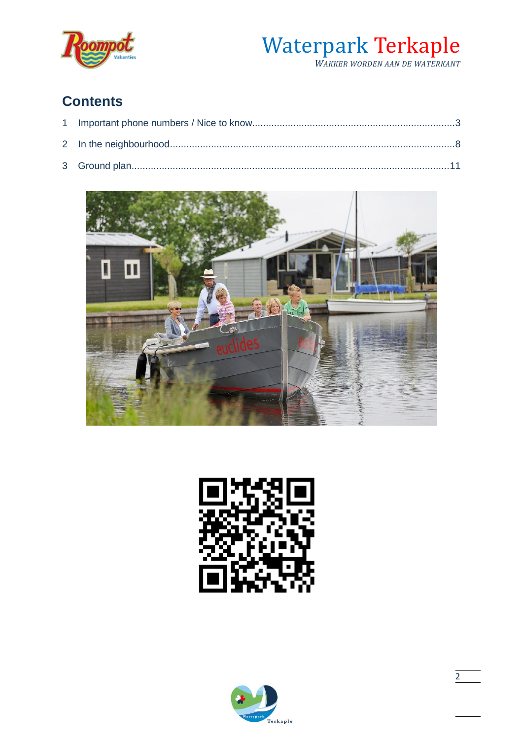Waterpark Terkaple

*WAKKER WORDEN AAN DE WATERKANT*

## Contents

1 Important phone numbers / Nice to know....................3

2 In the neighbourhood....................8

3 Ground plan....................11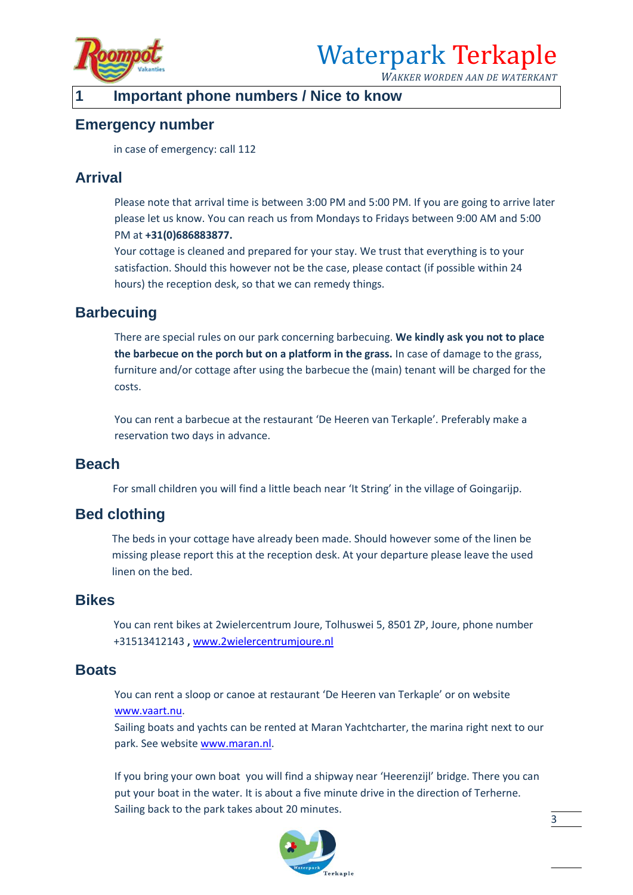# 1 Important phone numbers / Nice to know

## Emergency number

in case of emergency: call 112

## Arrival

Please note that arrival time is between 3:00 PM and 5:00 PM. If you are going to arrive later please let us know. You can reach us from Mondays to Fridays between 9:00 AM and 5:00 PM at **+31(0)686883877.**

Your cottage is cleaned and prepared for your stay. We trust that everything is to your satisfaction. Should this however not be the case, please contact (if possible within 24 hours) the reception desk, so that we can remedy things.

## Barbecuing

There are special rules on our park concerning barbecuing. **We kindly ask you not to place the barbecue on the porch but on a platform in the grass.** In case of damage to the grass, furniture and/or cottage after using the barbecue the (main) tenant will be charged for the costs.

You can rent a barbecue at the restaurant 'De Heeren van Terkaple'. Preferably make a reservation two days in advance.

## Beach

For small children you will find a little beach near 'It String' in the village of Goingarijp.

## Bed clothing

The beds in your cottage have already been made. Should however some of the linen be missing please report this at the reception desk. At your departure please leave the used linen on the bed.

## Bikes

You can rent bikes at 2wielercentrum Joure, Tolhuswei 5, 8501 ZP, Joure, phone number +31513412143 **,** www.2wielercentrumjoure.nl

## Boats

You can rent a sloop or canoe at restaurant 'De Heeren van Terkaple' or on website www.vaart.nu.

Sailing boats and yachts can be rented at Maran Yachtcharter, the marina right next to our park. See website www.maran.nl.

If you bring your own boat you will find a shipway near 'Heerenzijl' bridge. There you can put your boat in the water. It is about a five minute drive in the direction of Terherne. Sailing back to the park takes about 20 minutes.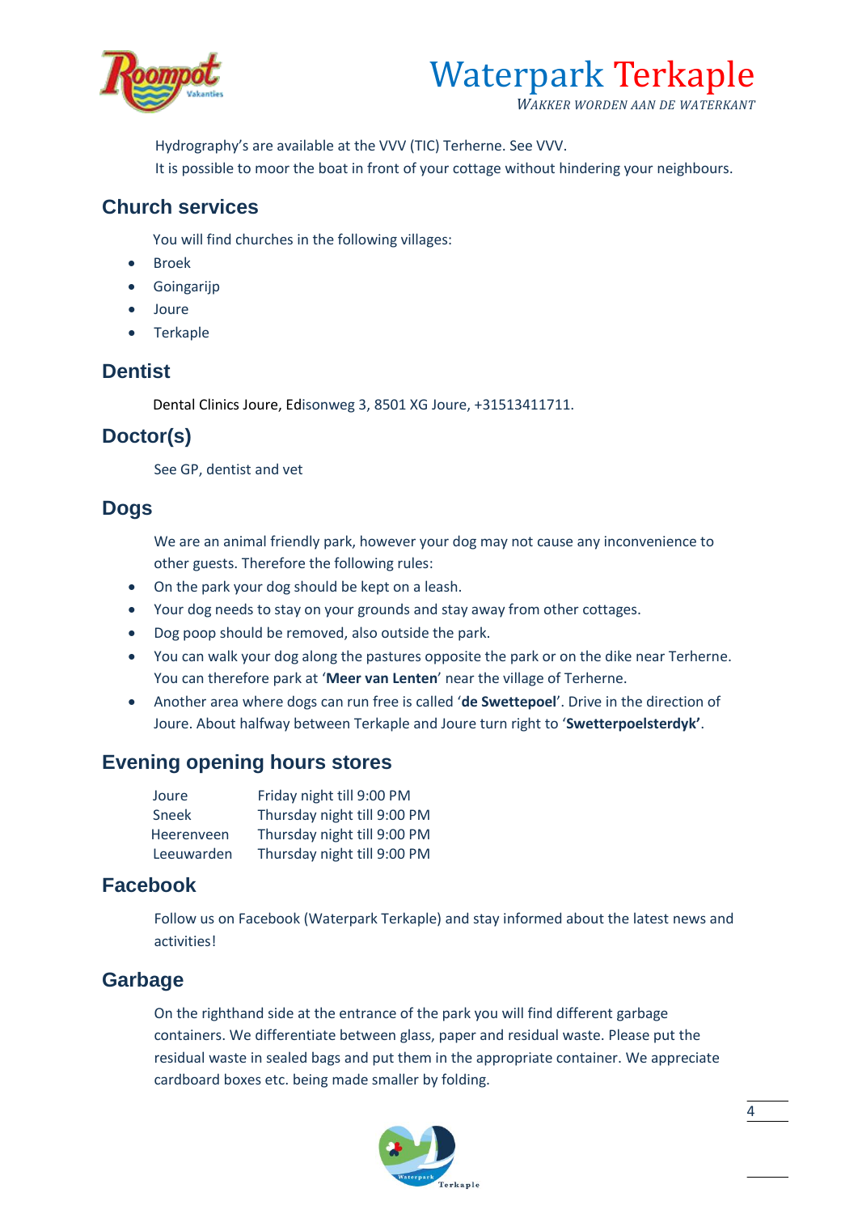Hydrography's are available at the VVV (TIC) Terherne. See VVV.
It is possible to moor the boat in front of your cottage without hindering your neighbours.

## Church services

You will find churches in the following villages:

- Broek
- Goingarijp
- Joure
- Terkaple

## Dentist

Dental Clinics Joure, Edisonweg 3, 8501 XG Joure, +31513411711.

## Doctor(s)

See GP, dentist and vet

## Dogs

We are an animal friendly park, however your dog may not cause any inconvenience to other guests. Therefore the following rules:

- On the park your dog should be kept on a leash.
- Your dog needs to stay on your grounds and stay away from other cottages.
- Dog poop should be removed, also outside the park.
- You can walk your dog along the pastures opposite the park or on the dike near Terherne. You can therefore park at '**Meer van Lenten**' near the village of Terherne.
- Another area where dogs can run free is called '**de Swettepoel**'. Drive in the direction of Joure. About halfway between Terkaple and Joure turn right to '**Swetterpoelsterdyk'**.

## Evening opening hours stores

| | |
|---|---|
| Joure | Friday night till 9:00 PM |
| Sneek | Thursday night till 9:00 PM |
| Heerenveen | Thursday night till 9:00 PM |
| Leeuwarden | Thursday night till 9:00 PM |

## Facebook

Follow us on Facebook (Waterpark Terkaple) and stay informed about the latest news and activities!

## Garbage

On the righthand side at the entrance of the park you will find different garbage containers. We differentiate between glass, paper and residual waste. Please put the residual waste in sealed bags and put them in the appropriate container. We appreciate cardboard boxes etc. being made smaller by folding.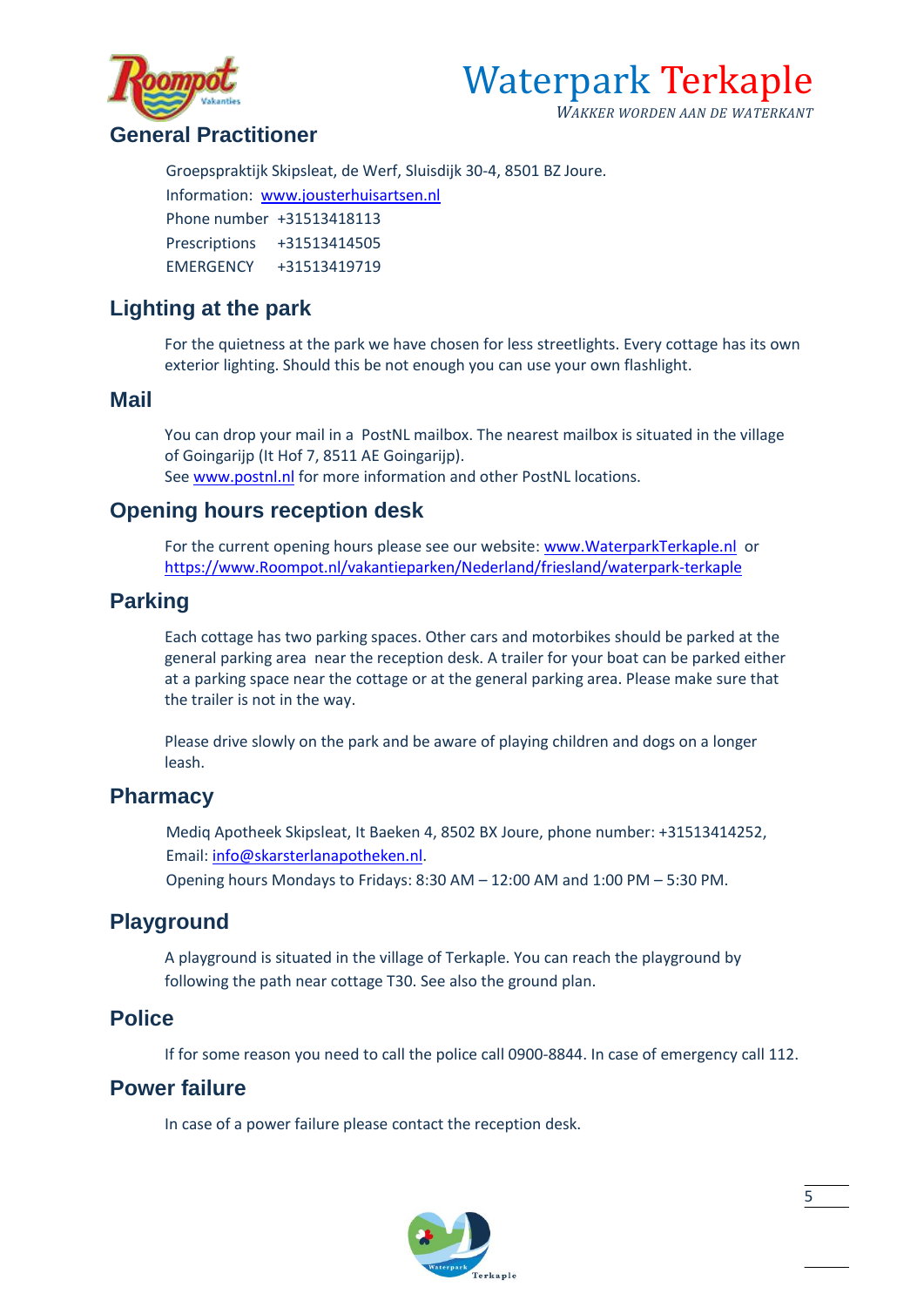## General Practitioner

Groepspraktijk Skipsleat, de Werf, Sluisdijk 30-4, 8501 BZ Joure.
Information: www.jousterhuisartsen.nl
Phone number +31513418113
Prescriptions +31513414505
EMERGENCY +31513419719

## Lighting at the park

For the quietness at the park we have chosen for less streetlights. Every cottage has its own exterior lighting. Should this be not enough you can use your own flashlight.

## Mail

You can drop your mail in a PostNL mailbox. The nearest mailbox is situated in the village of Goingarijp (It Hof 7, 8511 AE Goingarijp).
See www.postnl.nl for more information and other PostNL locations.

## Opening hours reception desk

For the current opening hours please see our website: www.WaterparkTerkaple.nl or https://www.Roompot.nl/vakantieparken/Nederland/friesland/waterpark-terkaple

## Parking

Each cottage has two parking spaces. Other cars and motorbikes should be parked at the general parking area near the reception desk. A trailer for your boat can be parked either at a parking space near the cottage or at the general parking area. Please make sure that the trailer is not in the way.

Please drive slowly on the park and be aware of playing children and dogs on a longer leash.

## Pharmacy

Mediq Apotheek Skipsleat, It Baeken 4, 8502 BX Joure, phone number: +31513414252,
Email: info@skarsterlanapotheken.nl.
Opening hours Mondays to Fridays: 8:30 AM – 12:00 AM and 1:00 PM – 5:30 PM.

## Playground

A playground is situated in the village of Terkaple. You can reach the playground by following the path near cottage T30. See also the ground plan.

## Police

If for some reason you need to call the police call 0900-8844. In case of emergency call 112.

## Power failure

In case of a power failure please contact the reception desk.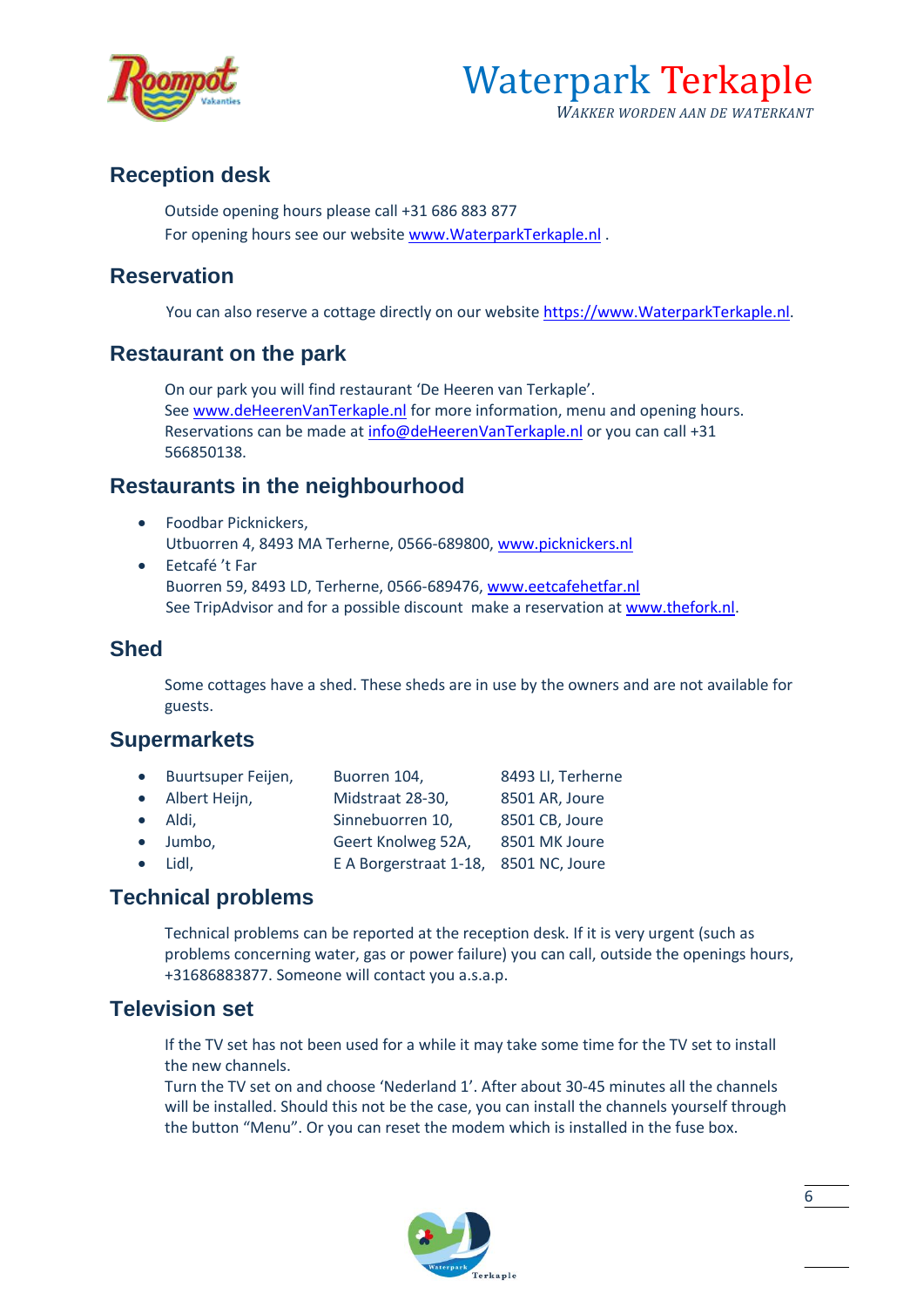## Reception desk

Outside opening hours please call +31 686 883 877
For opening hours see our website www.WaterparkTerkaple.nl .

## Reservation

You can also reserve a cottage directly on our website https://www.WaterparkTerkaple.nl.

## Restaurant on the park

On our park you will find restaurant 'De Heeren van Terkaple'.
See www.deHeerenVanTerkaple.nl for more information, menu and opening hours.
Reservations can be made at info@deHeerenVanTerkaple.nl or you can call +31 566850138.

## Restaurants in the neighbourhood

- Foodbar Picknickers,
  Utbuorren 4, 8493 MA Terherne, 0566-689800, www.picknickers.nl
- Eetcafé 't Far
  Buorren 59, 8493 LD, Terherne, 0566-689476, www.eetcafehetfar.nl
  See TripAdvisor and for a possible discount make a reservation at www.thefork.nl.

## Shed

Some cottages have a shed. These sheds are in use by the owners and are not available for guests.

## Supermarkets

- Buurtsuper Feijen, Buorren 104, 8493 LI, Terherne
- Albert Heijn, Midstraat 28-30, 8501 AR, Joure
- Aldi, Sinnebuorren 10, 8501 CB, Joure
- Jumbo, Geert Knolweg 52A, 8501 MK Joure
- Lidl, E A Borgerstraat 1-18, 8501 NC, Joure

## Technical problems

Technical problems can be reported at the reception desk. If it is very urgent (such as problems concerning water, gas or power failure) you can call, outside the openings hours, +31686883877. Someone will contact you a.s.a.p.

## Television set

If the TV set has not been used for a while it may take some time for the TV set to install the new channels.
Turn the TV set on and choose 'Nederland 1'. After about 30-45 minutes all the channels will be installed. Should this not be the case, you can install the channels yourself through the button "Menu". Or you can reset the modem which is installed in the fuse box.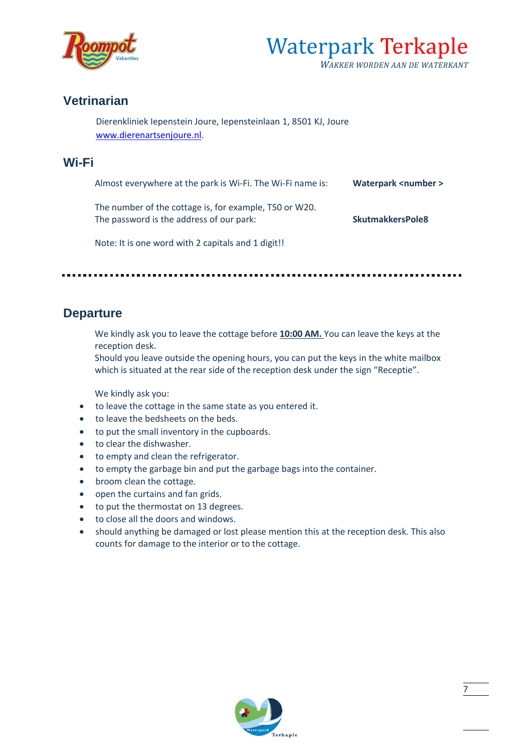## Vetrinarian

Dierenkliniek Iepenstein Joure, Iepensteinlaan 1, 8501 KJ, Joure
www.dierenartsenjoure.nl.

## Wi-Fi

Almost everywhere at the park is Wi-Fi. The Wi-Fi name is: **Waterpark <number >**

The number of the cottage is, for example, T50 or W20.
The password is the address of our park: **SkutmakkersPole8**

Note: It is one word with 2 capitals and 1 digit!!

---

## Departure

We kindly ask you to leave the cottage before **10:00 AM.** You can leave the keys at the reception desk.
Should you leave outside the opening hours, you can put the keys in the white mailbox which is situated at the rear side of the reception desk under the sign "Receptie".

We kindly ask you:

- to leave the cottage in the same state as you entered it.
- to leave the bedsheets on the beds.
- to put the small inventory in the cupboards.
- to clear the dishwasher.
- to empty and clean the refrigerator.
- to empty the garbage bin and put the garbage bags into the container.
- broom clean the cottage.
- open the curtains and fan grids.
- to put the thermostat on 13 degrees.
- to close all the doors and windows.
- should anything be damaged or lost please mention this at the reception desk. This also counts for damage to the interior or to the cottage.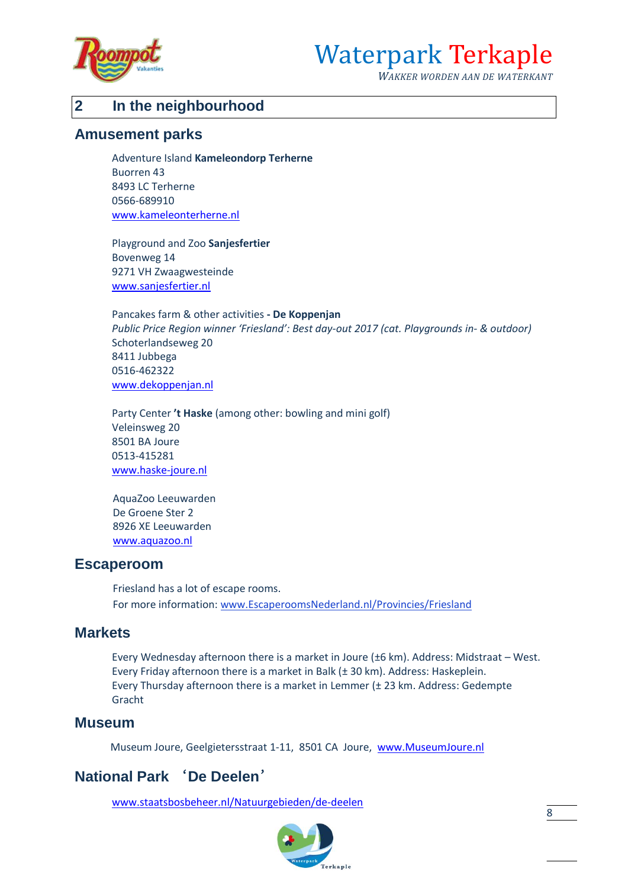## 2 In the neighbourhood

### Amusement parks

Adventure Island **Kameleondorp Terherne**
Buorren 43
8493 LC Terherne
0566-689910
www.kameleonterherne.nl

Playground and Zoo **Sanjesfertier**
Bovenweg 14
9271 VH Zwaagwesteinde
www.sanjesfertier.nl

Pancakes farm & other activities **- De Koppenjan**
*Public Price Region winner 'Friesland': Best day-out 2017 (cat. Playgrounds in- & outdoor)*
Schoterlandseweg 20
8411 Jubbega
0516-462322
www.dekoppenjan.nl

Party Center **'t Haske** (among other: bowling and mini golf)
Veleinsweg 20
8501 BA Joure
0513-415281
www.haske-joure.nl

AquaZoo Leeuwarden
De Groene Ster 2
8926 XE Leeuwarden
www.aquazoo.nl

### Escaperoom

Friesland has a lot of escape rooms.
For more information: www.EscaperoomsNederland.nl/Provincies/Friesland

### Markets

Every Wednesday afternoon there is a market in Joure (±6 km). Address: Midstraat – West.
Every Friday afternoon there is a market in Balk (± 30 km). Address: Haskeplein.
Every Thursday afternoon there is a market in Lemmer (± 23 km. Address: Gedempte Gracht

### Museum

Museum Joure, Geelgietersstraat 1-11, 8501 CA Joure, www.MuseumJoure.nl

### National Park 'De Deelen'

www.staatsbosbeheer.nl/Natuurgebieden/de-deelen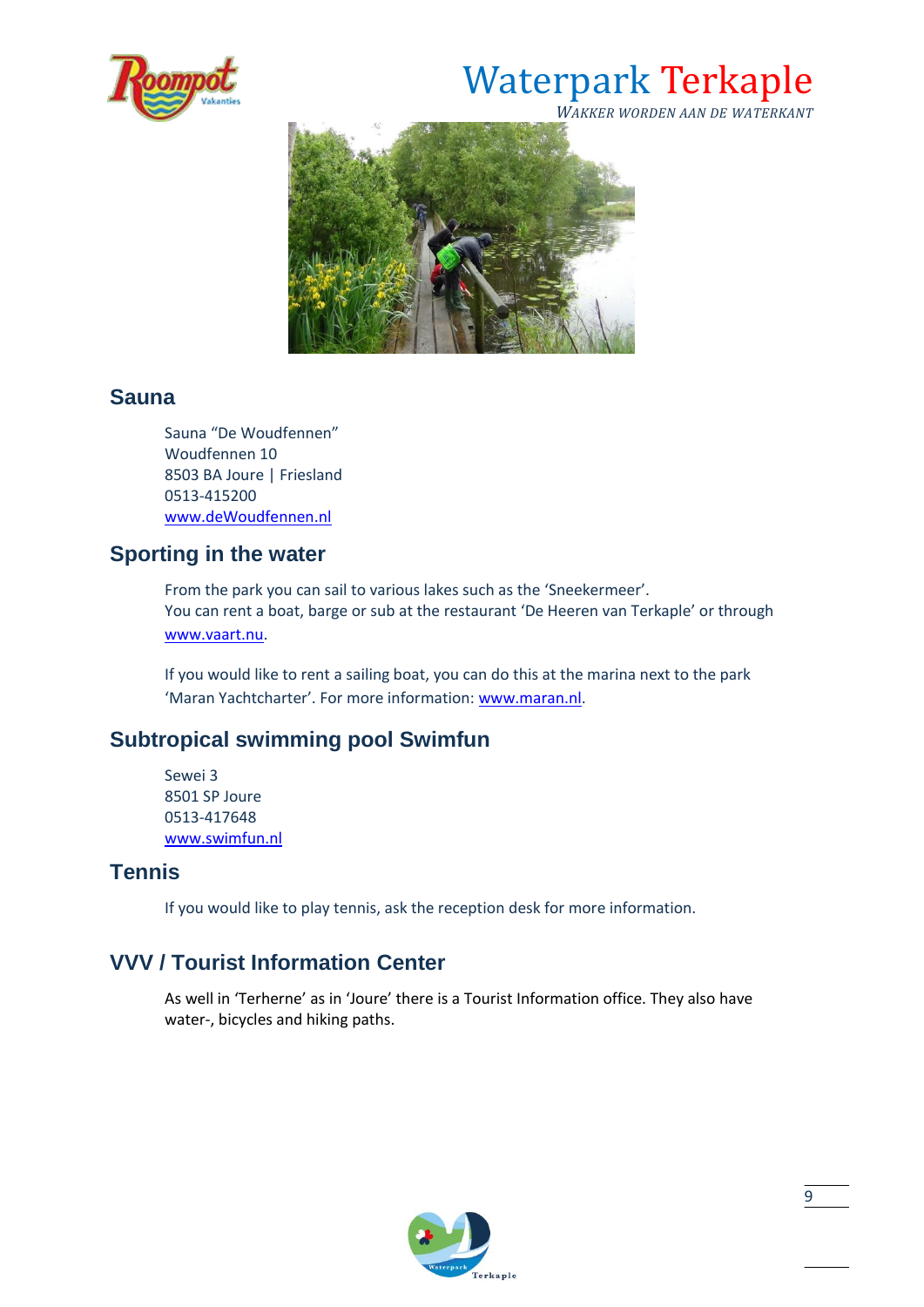## Sauna

Sauna "De Woudfennen"
Woudfennen 10
8503 BA Joure | Friesland
0513-415200
www.deWoudfennen.nl

## Sporting in the water

From the park you can sail to various lakes such as the 'Sneekermeer'.
You can rent a boat, barge or sub at the restaurant 'De Heeren van Terkaple' or through www.vaart.nu.

If you would like to rent a sailing boat, you can do this at the marina next to the park 'Maran Yachtcharter'. For more information: www.maran.nl.

## Subtropical swimming pool Swimfun

Sewei 3
8501 SP Joure
0513-417648
www.swimfun.nl

## Tennis

If you would like to play tennis, ask the reception desk for more information.

## VVV / Tourist Information Center

As well in 'Terherne' as in 'Joure' there is a Tourist Information office. They also have water-, bicycles and hiking paths.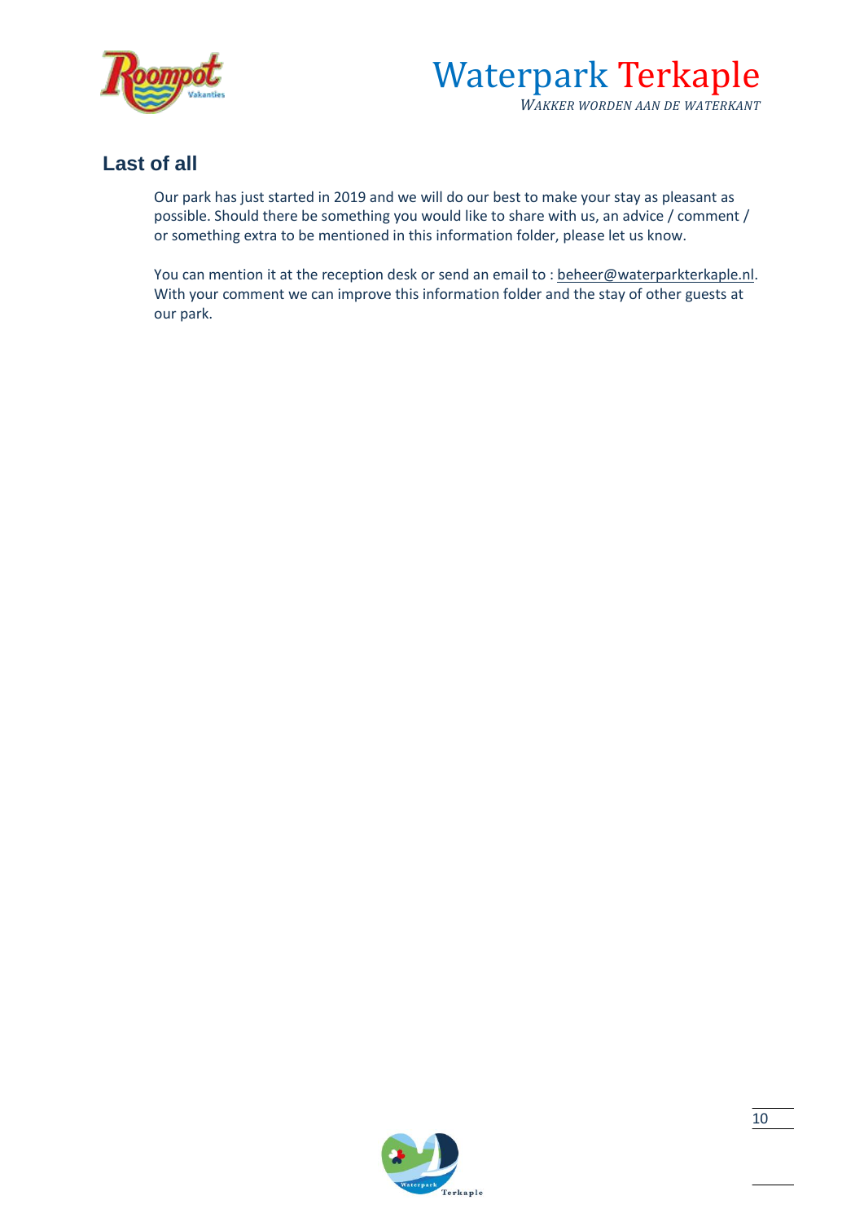## Last of all

Our park has just started in 2019 and we will do our best to make your stay as pleasant as possible. Should there be something you would like to share with us, an advice / comment / or something extra to be mentioned in this information folder, please let us know.

You can mention it at the reception desk or send an email to : beheer@waterparkterkaple.nl. With your comment we can improve this information folder and the stay of other guests at our park.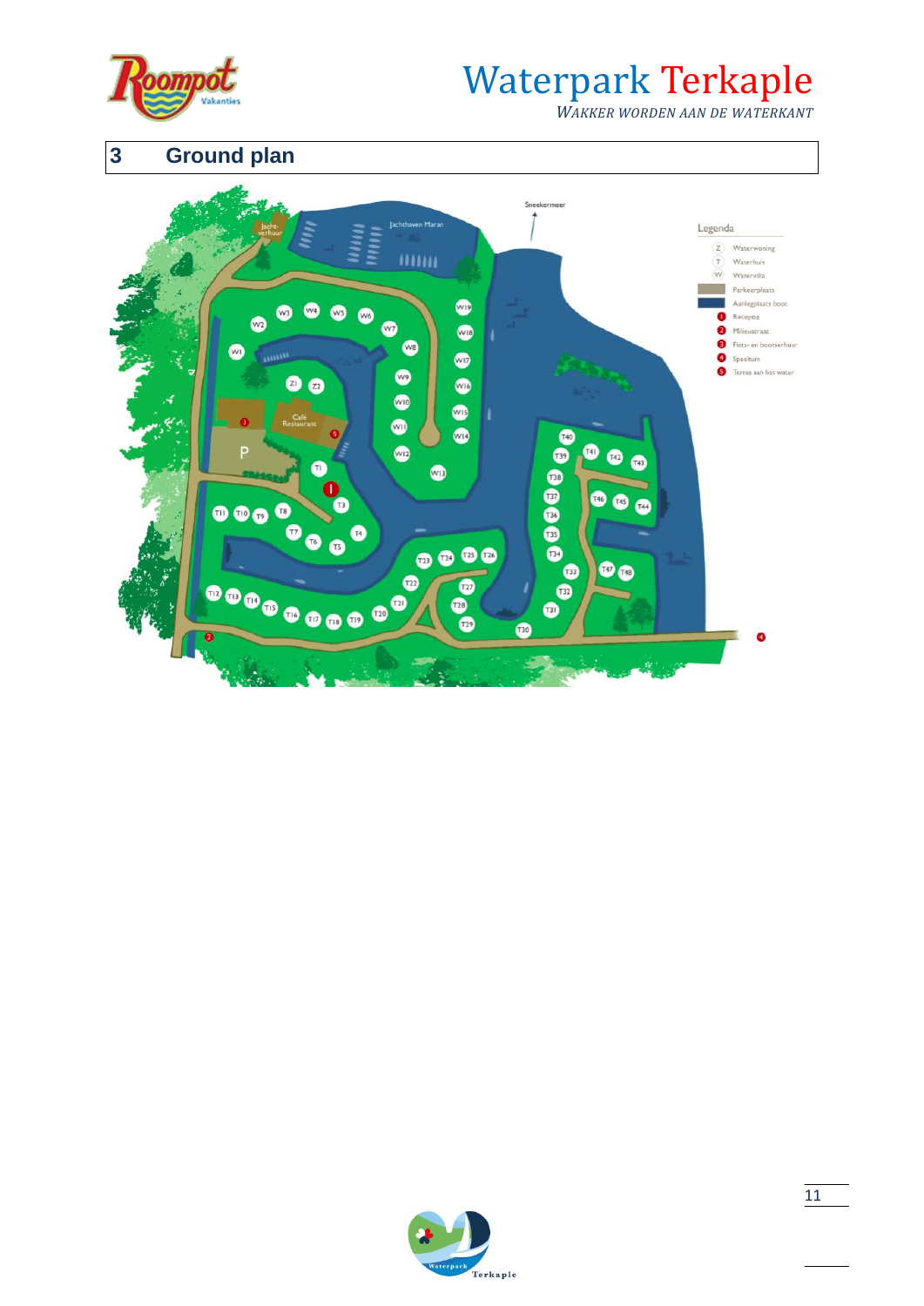# 3 Ground plan

Sneekermeer

Jachthaven Maran

Jacht-verhuur

Cafe Restaurant

P

W1 W2 W3 W4 W5 W6 W7 W8 W9 W10 W11 W12 W13 W14 W15 W16 W17 W18 W19

Z1 Z2

T1 T3 T4 T5 T6 T7 T8 T9 T10 T11 T12 T13 T14 T15 T16 T17 T18 T19 T20 T21 T22 T23 T24 T25 T26 T27 T28 T29 T30 T31 T32 T33 T34 T35 T36 T37 T38 T39 T40 T41 T42 T43 T44 T45 T46 T47 T48

Legenda

Z Waterwoning

T Waterhuis

W Watervilla

Parkeerplaats

Aanlegplaats boot

1 Receptie

2 Milieustraat

3 Fiets- en bootverhuur

4 Speeltuin

5 Terras aan het water